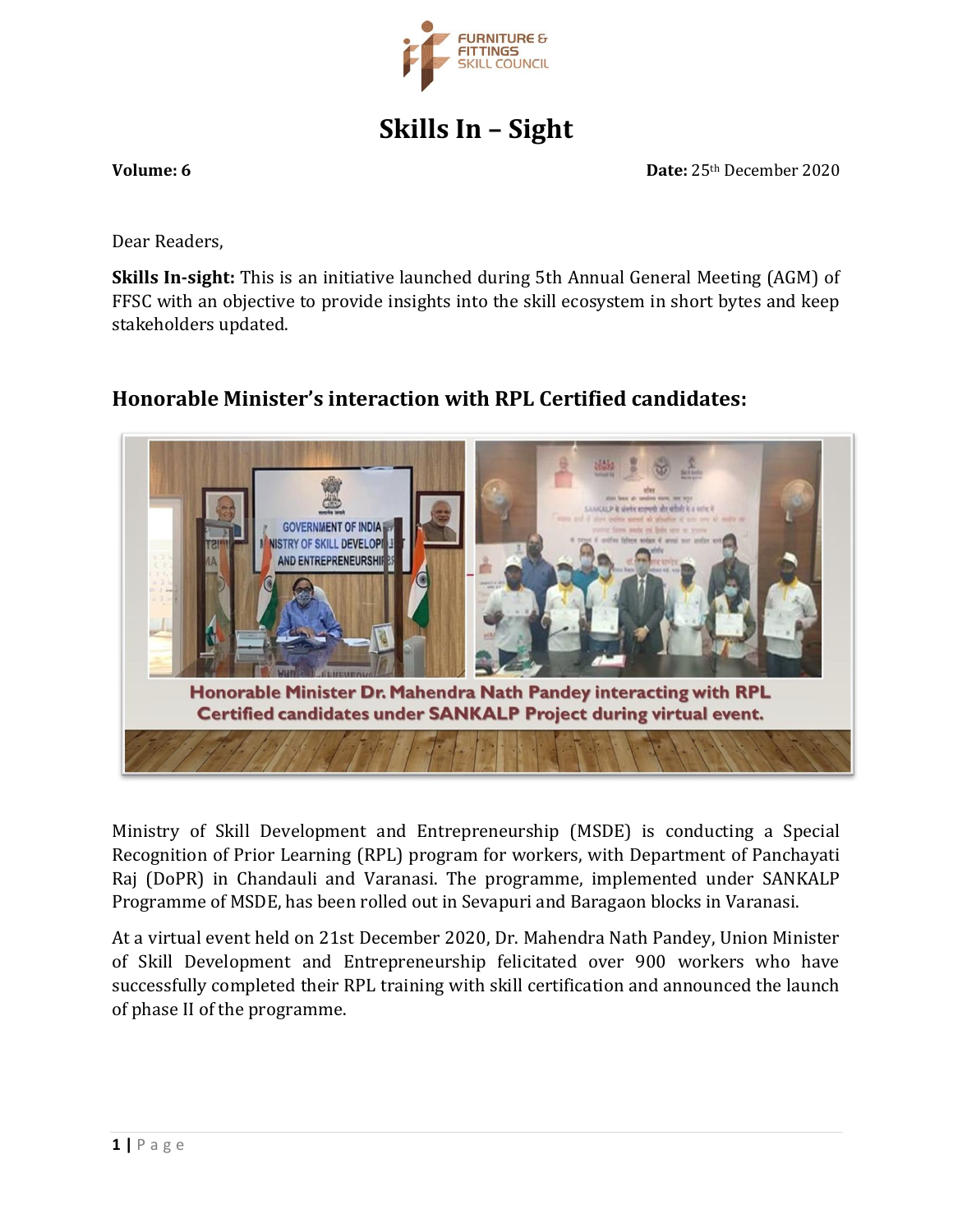# Skills In – Sight

**Volume: 6** **Date:** 25th December 2020

Dear Readers,

**Skills In-sight:** This is an initiative launched during 5th Annual General Meeting (AGM) of FFSC with an objective to provide insights into the skill ecosystem in short bytes and keep stakeholders updated.

## Honorable Minister's interaction with RPL Certified candidates:

Honorable Minister Dr. Mahendra Nath Pandey interacting with RPL Certified candidates under SANKALP Project during virtual event.

Ministry of Skill Development and Entrepreneurship (MSDE) is conducting a Special Recognition of Prior Learning (RPL) program for workers, with Department of Panchayati Raj (DoPR) in Chandauli and Varanasi. The programme, implemented under SANKALP Programme of MSDE, has been rolled out in Sevapuri and Baragaon blocks in Varanasi.

At a virtual event held on 21st December 2020, Dr. Mahendra Nath Pandey, Union Minister of Skill Development and Entrepreneurship felicitated over 900 workers who have successfully completed their RPL training with skill certification and announced the launch of phase II of the programme.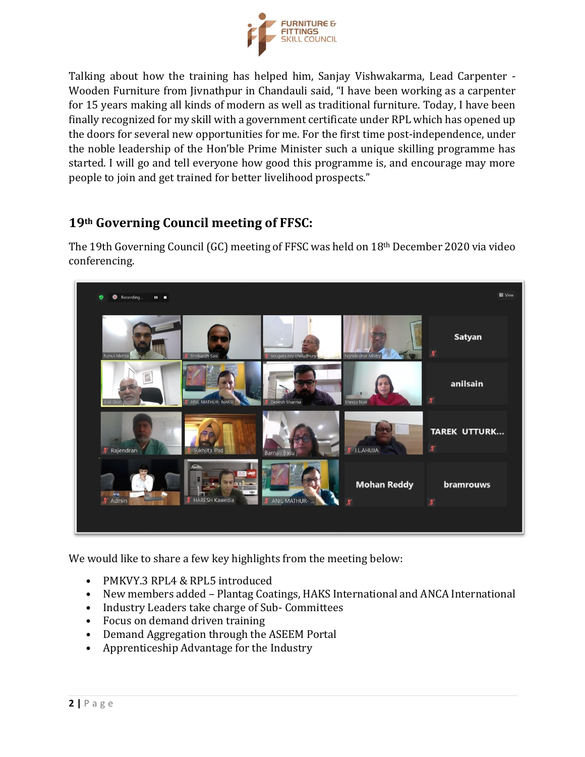Talking about how the training has helped him, Sanjay Vishwakarma, Lead Carpenter - Wooden Furniture from Jivnathpur in Chandauli said, "I have been working as a carpenter for 15 years making all kinds of modern as well as traditional furniture. Today, I have been finally recognized for my skill with a government certificate under RPL which has opened up the doors for several new opportunities for me. For the first time post-independence, under the noble leadership of the Hon'ble Prime Minister such a unique skilling programme has started. I will go and tell everyone how good this programme is, and encourage may more people to join and get trained for better livelihood prospects."

## 19th Governing Council meeting of FFSC:

The 19th Governing Council (GC) meeting of FFSC was held on 18th December 2020 via video conferencing.

We would like to share a few key highlights from the meeting below:

- PMKVY.3 RPL4 & RPL5 introduced
- New members added – Plantag Coatings, HAKS International and ANCA International
- Industry Leaders take charge of Sub- Committees
- Focus on demand driven training
- Demand Aggregation through the ASEEM Portal
- Apprenticeship Advantage for the Industry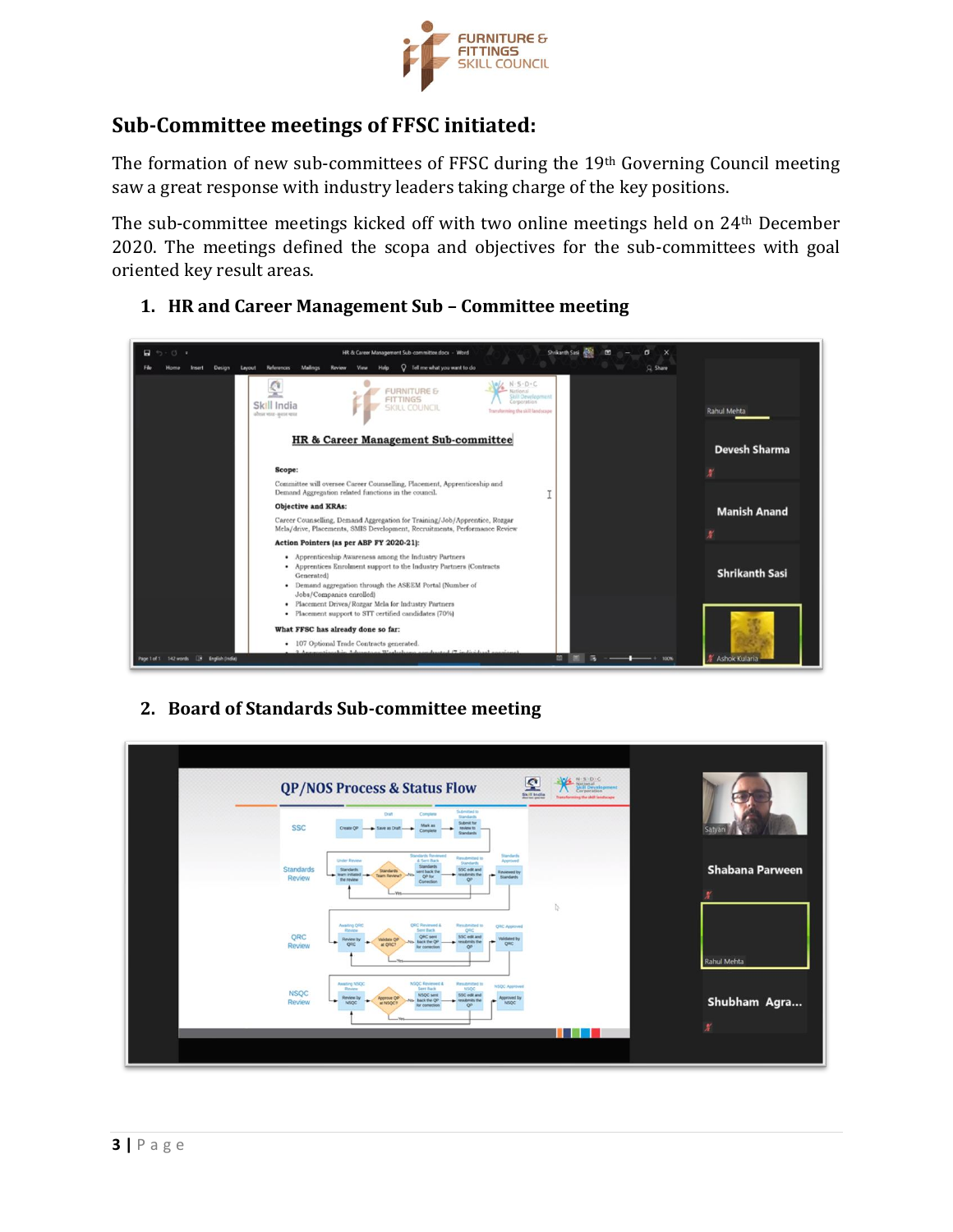## Sub-Committee meetings of FFSC initiated:

The formation of new sub-committees of FFSC during the 19th Governing Council meeting saw a great response with industry leaders taking charge of the key positions.

The sub-committee meetings kicked off with two online meetings held on 24th December 2020. The meetings defined the scopa and objectives for the sub-committees with goal oriented key result areas.

1. **HR and Career Management Sub – Committee meeting**

2. **Board of Standards Sub-committee meeting**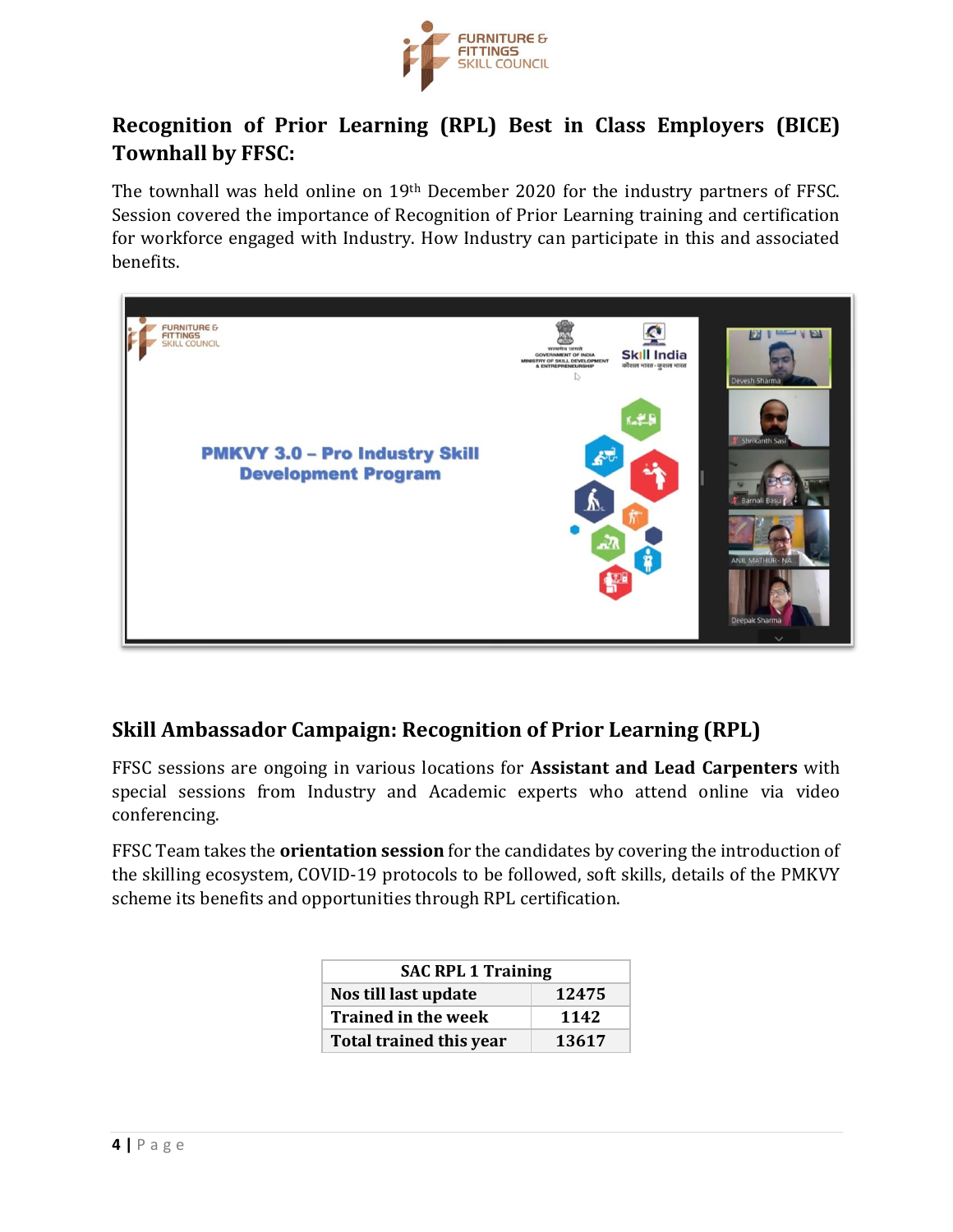## Recognition of Prior Learning (RPL) Best in Class Employers (BICE) Townhall by FFSC:

The townhall was held online on 19th December 2020 for the industry partners of FFSC. Session covered the importance of Recognition of Prior Learning training and certification for workforce engaged with Industry. How Industry can participate in this and associated benefits.

## Skill Ambassador Campaign: Recognition of Prior Learning (RPL)

FFSC sessions are ongoing in various locations for **Assistant and Lead Carpenters** with special sessions from Industry and Academic experts who attend online via video conferencing.

FFSC Team takes the **orientation session** for the candidates by covering the introduction of the skilling ecosystem, COVID-19 protocols to be followed, soft skills, details of the PMKVY scheme its benefits and opportunities through RPL certification.

| SAC RPL 1 Training | |
|---|---|
| **Nos till last update** | **12475** |
| **Trained in the week** | **1142** |
| **Total trained this year** | **13617** |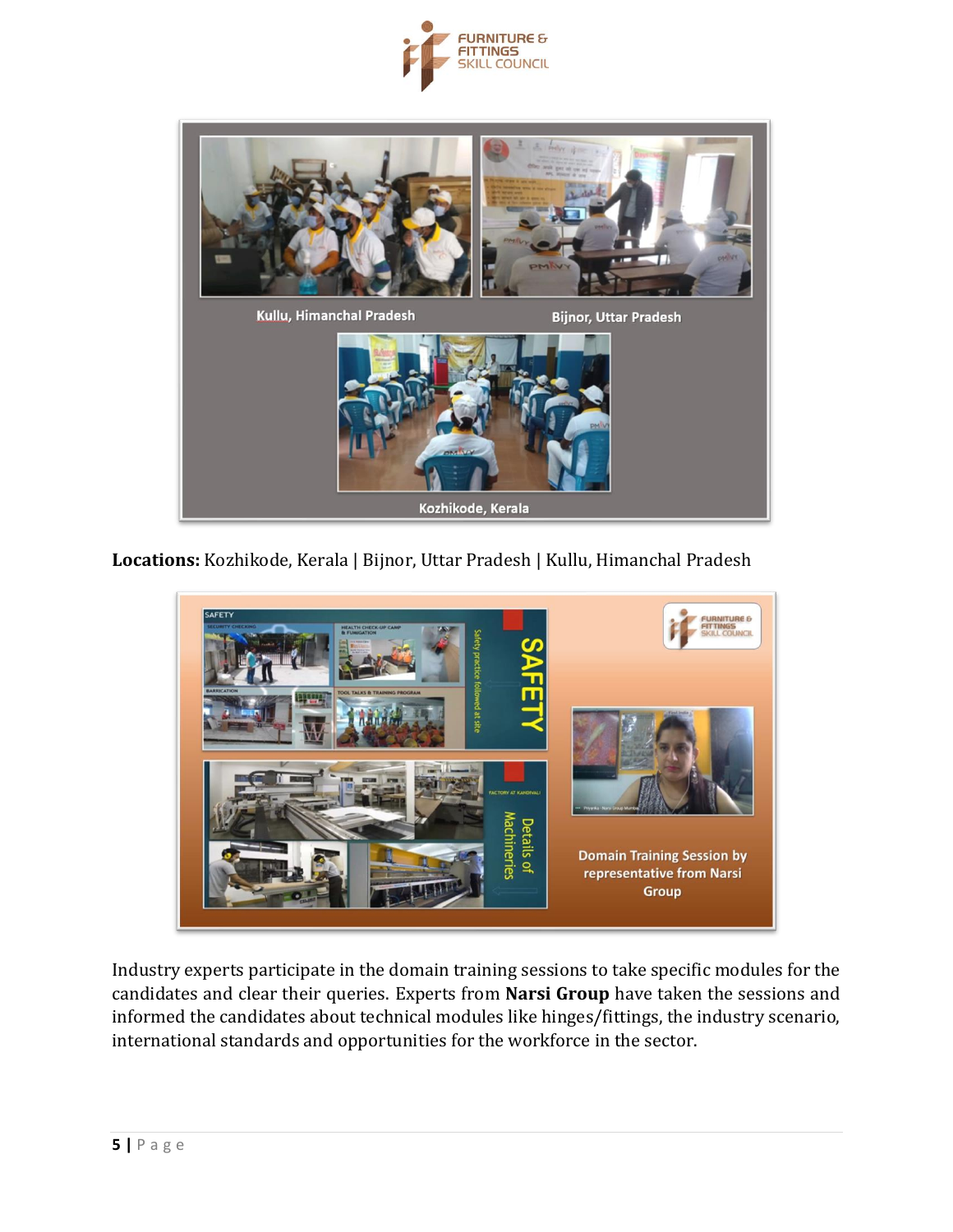**Locations:** Kozhikode, Kerala | Bijnor, Uttar Pradesh | Kullu, Himanchal Pradesh

Industry experts participate in the domain training sessions to take specific modules for the candidates and clear their queries. Experts from **Narsi Group** have taken the sessions and informed the candidates about technical modules like hinges/fittings, the industry scenario, international standards and opportunities for the workforce in the sector.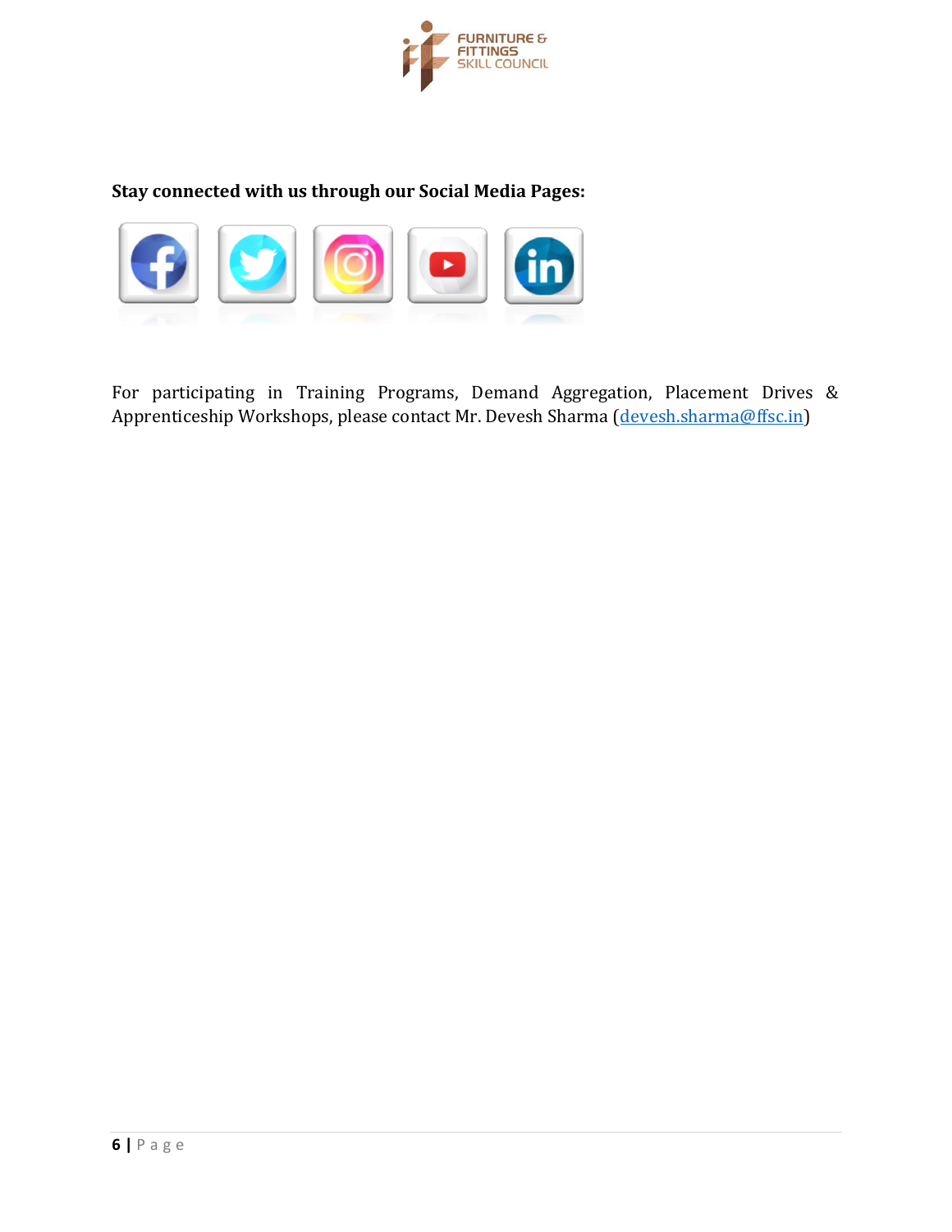**Stay connected with us through our Social Media Pages:**

For participating in Training Programs, Demand Aggregation, Placement Drives & Apprenticeship Workshops, please contact Mr. Devesh Sharma (devesh.sharma@ffsc.in)